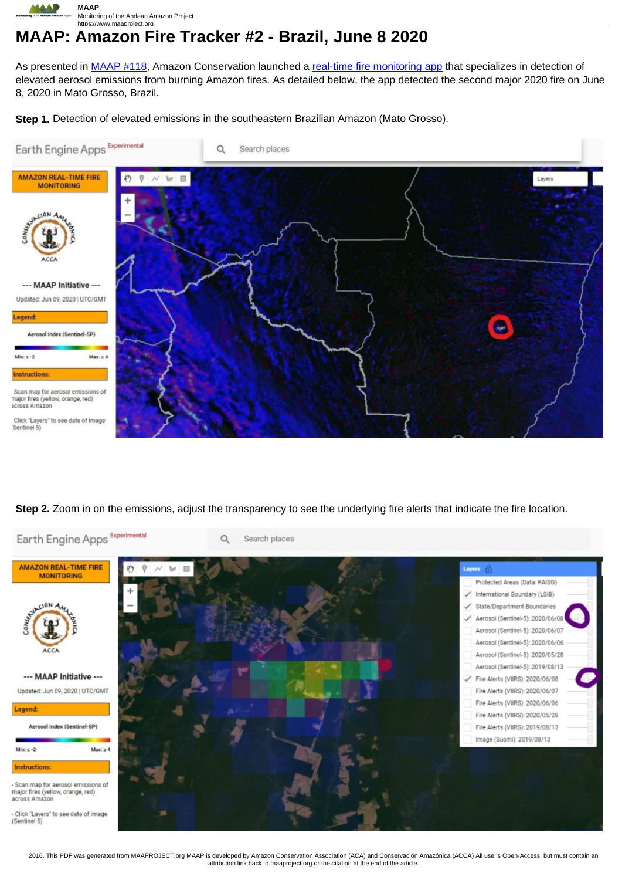# MAAP: Amazon Fire Tracker #2 - Brazil, June 8 2020

As presented in MAAP #118, Amazon Conservation launched a real-time fire monitoring app that specializes in detection of elevated aerosol emissions from burning Amazon fires. As detailed below, the app detected the second major 2020 fire on June 8, 2020 in Mato Grosso, Brazil.

**Step 1.** Detection of elevated emissions in the southeastern Brazilian Amazon (Mato Grosso).

**Step 2.** Zoom in on the emissions, adjust the transparency to see the underlying fire alerts that indicate the fire location.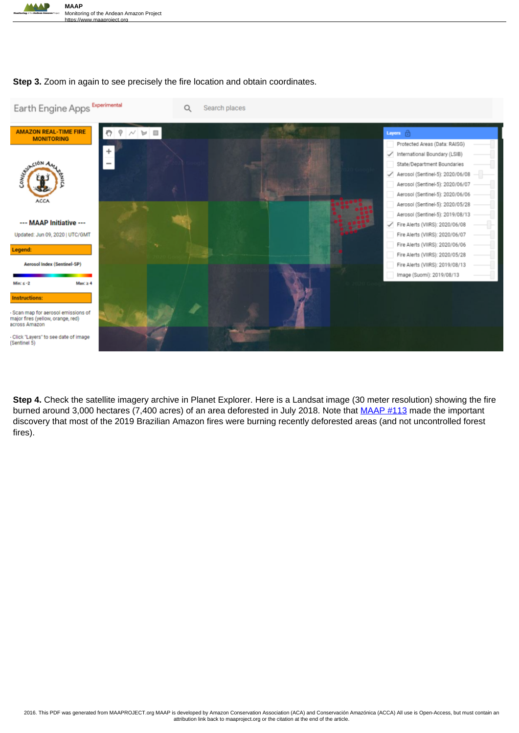**Step 3.** Zoom in again to see precisely the fire location and obtain coordinates.

**Step 4.** Check the satellite imagery archive in Planet Explorer. Here is a Landsat image (30 meter resolution) showing the fire burned around 3,000 hectares (7,400 acres) of an area deforested in July 2018. Note that [MAAP #113](https://www.maaproject.org) made the important discovery that most of the 2019 Brazilian Amazon fires were burning recently deforested areas (and not uncontrolled forest fires).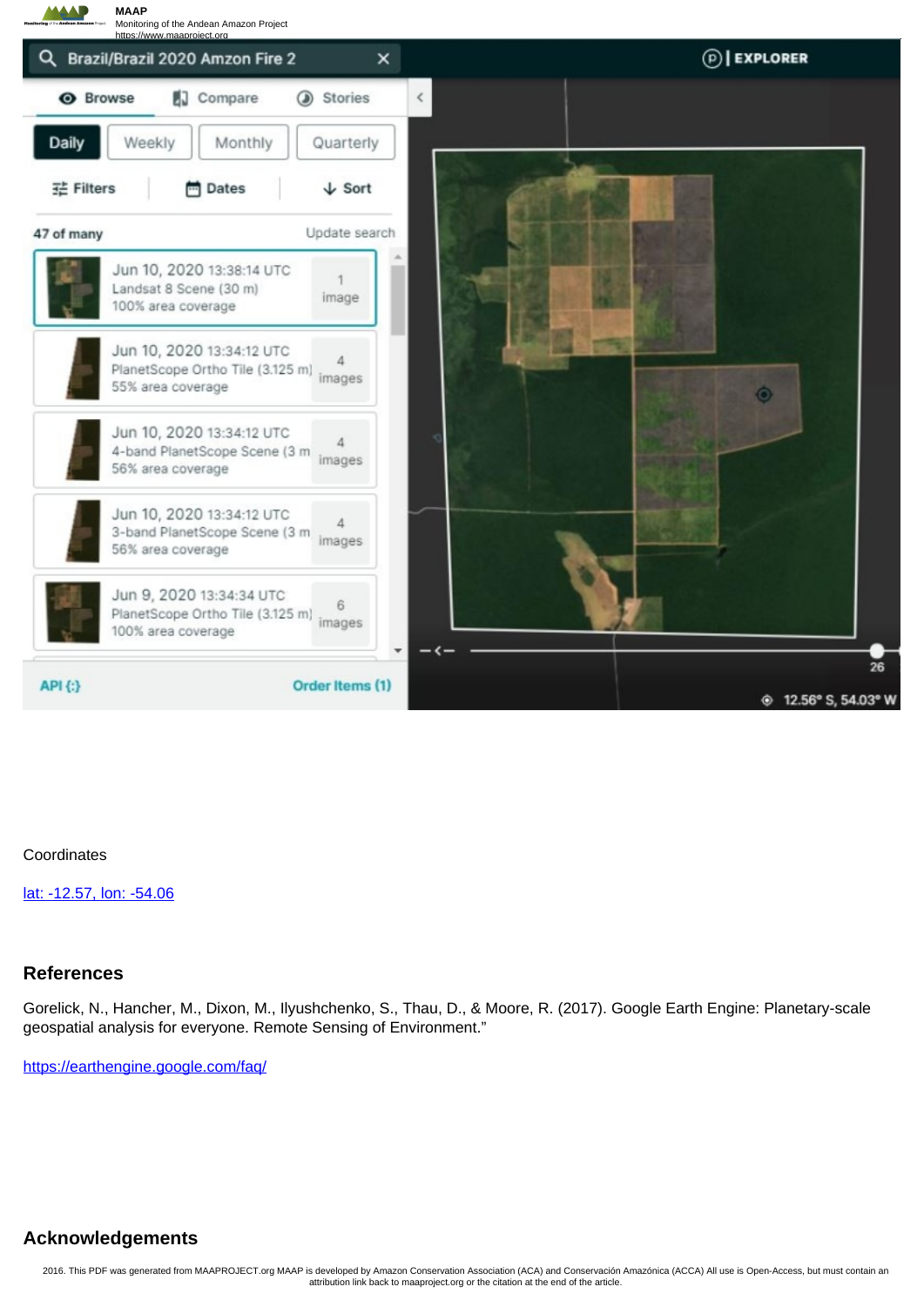Coordinates

lat: -12.57, lon: -54.06

## References

Gorelick, N., Hancher, M., Dixon, M., Ilyushchenko, S., Thau, D., & Moore, R. (2017). Google Earth Engine: Planetary-scale geospatial analysis for everyone. Remote Sensing of Environment."

https://earthengine.google.com/faq/

## Acknowledgements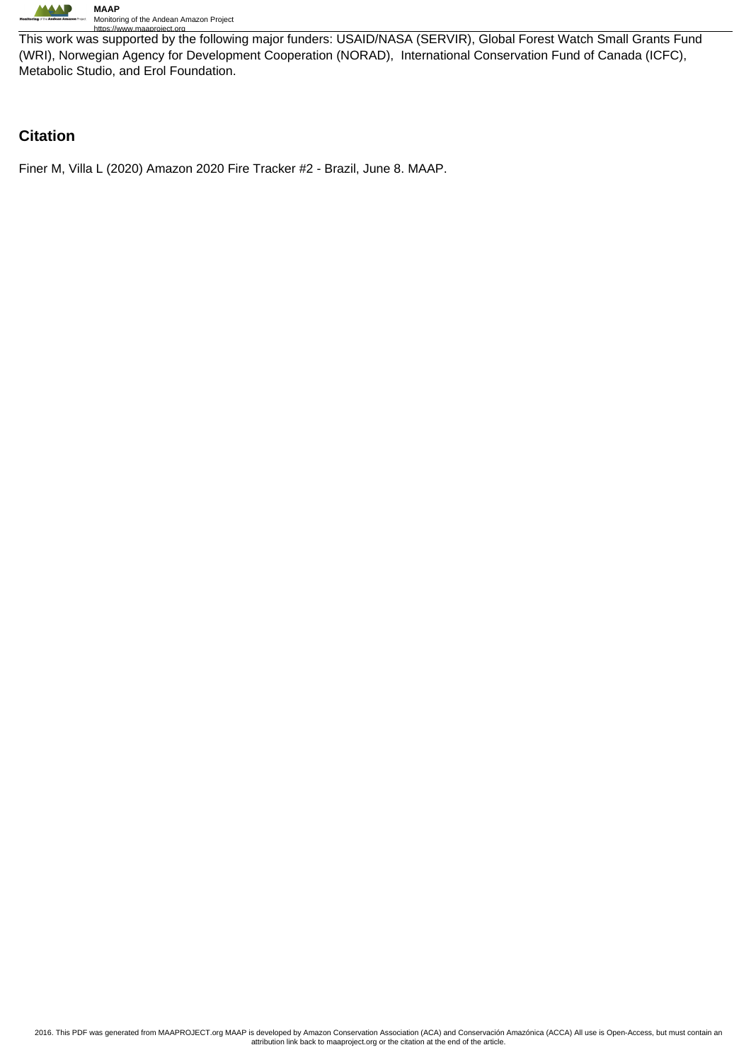This work was supported by the following major funders: USAID/NASA (SERVIR), Global Forest Watch Small Grants Fund (WRI), Norwegian Agency for Development Cooperation (NORAD), International Conservation Fund of Canada (ICFC), Metabolic Studio, and Erol Foundation.

## Citation

Finer M, Villa L (2020) Amazon 2020 Fire Tracker #2 - Brazil, June 8. MAAP.